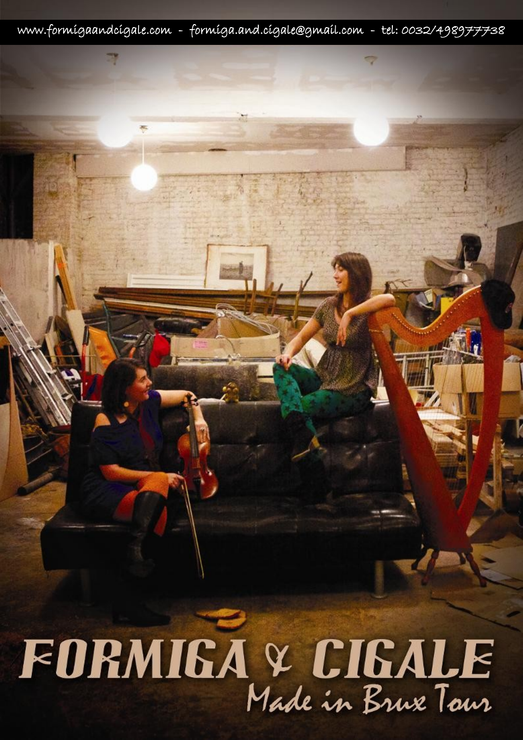www.formigaandcigale.com - formiga.and.cigale@gmail.com - tel: 0032/498977738

# FORMIGA & CIGALE

## Made in Brux Tour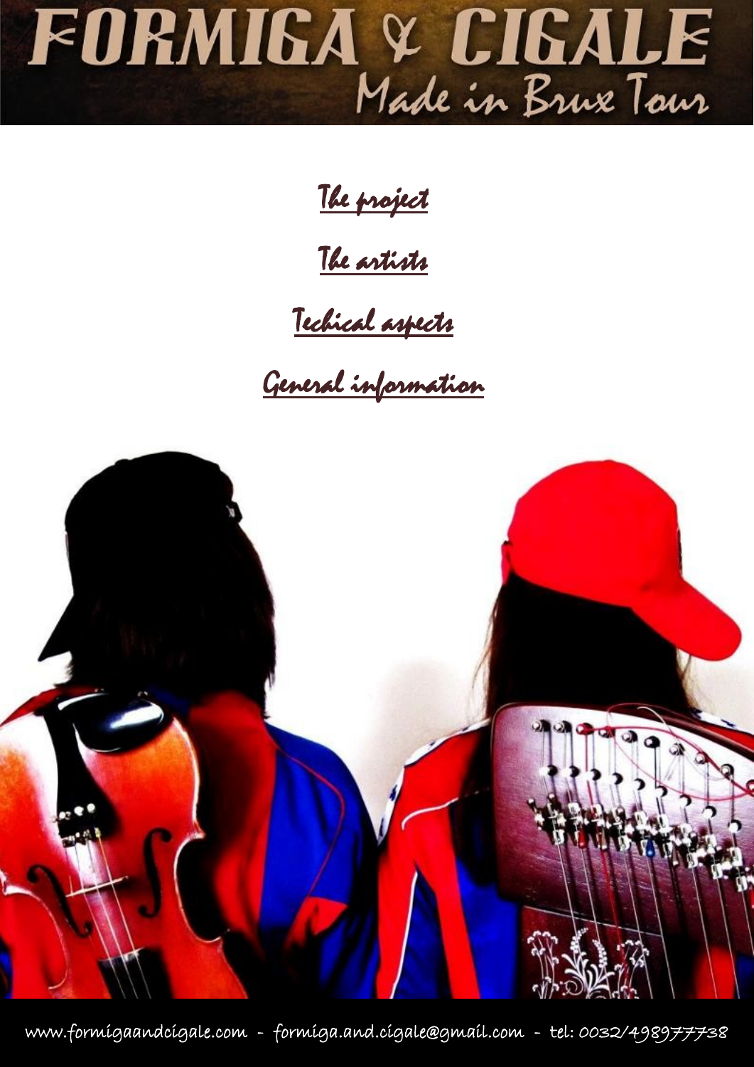# FORMIGA & CIGALE

## Made in Brux Tour

The project

The artists

Techical aspects

General information

www.formigaandcigale.com - formiga.and.cigale@gmail.com - tel: 0032/498977738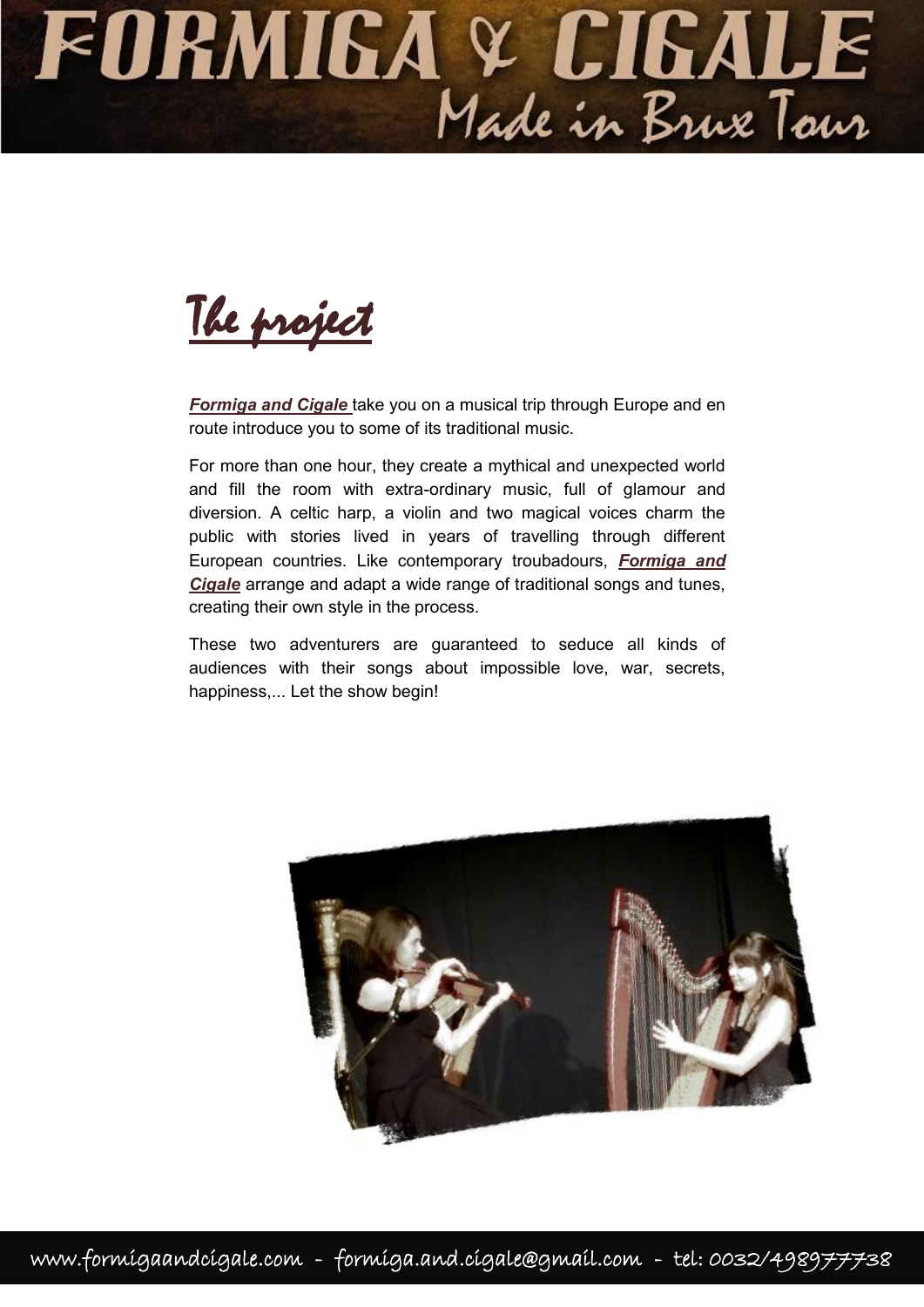# The project

***Formiga and Cigale*** take you on a musical trip through Europe and en route introduce you to some of its traditional music.

For more than one hour, they create a mythical and unexpected world and fill the room with extra-ordinary music, full of glamour and diversion. A celtic harp, a violin and two magical voices charm the public with stories lived in years of travelling through different European countries. Like contemporary troubadours, ***Formiga and Cigale*** arrange and adapt a wide range of traditional songs and tunes, creating their own style in the process.

These two adventurers are guaranteed to seduce all kinds of audiences with their songs about impossible love, war, secrets, happiness,... Let the show begin!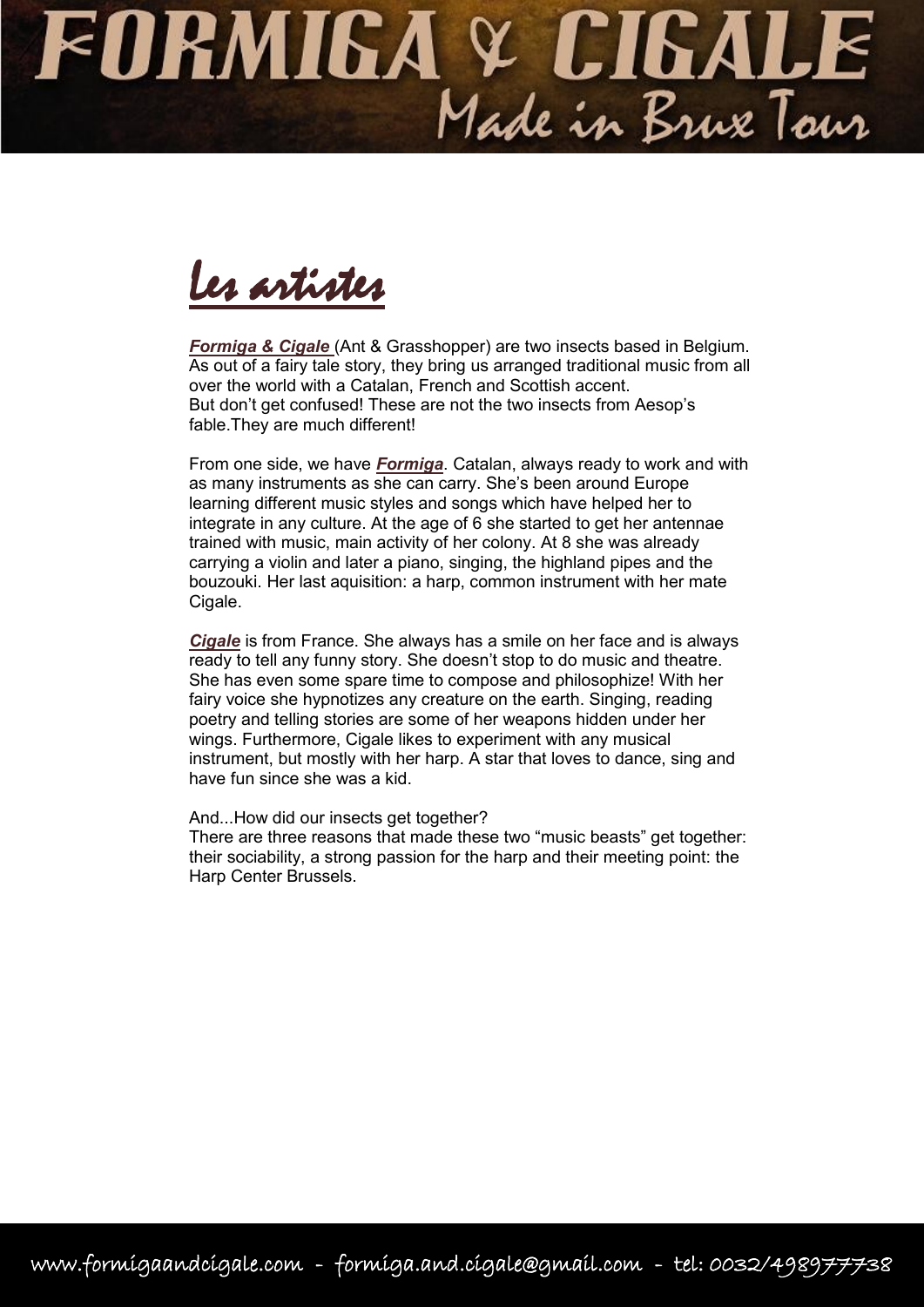# Les artistes

***Formiga & Cigale*** (Ant & Grasshopper) are two insects based in Belgium. As out of a fairy tale story, they bring us arranged traditional music from all over the world with a Catalan, French and Scottish accent.
But don't get confused! These are not the two insects from Aesop's fable.They are much different!

From one side, we have ***Formiga***. Catalan, always ready to work and with as many instruments as she can carry. She's been around Europe learning different music styles and songs which have helped her to integrate in any culture. At the age of 6 she started to get her antennae trained with music, main activity of her colony. At 8 she was already carrying a violin and later a piano, singing, the highland pipes and the bouzouki. Her last aquisition: a harp, common instrument with her mate Cigale.

***Cigale*** is from France. She always has a smile on her face and is always ready to tell any funny story. She doesn't stop to do music and theatre. She has even some spare time to compose and philosophize! With her fairy voice she hypnotizes any creature on the earth. Singing, reading poetry and telling stories are some of her weapons hidden under her wings. Furthermore, Cigale likes to experiment with any musical instrument, but mostly with her harp. A star that loves to dance, sing and have fun since she was a kid.

And...How did our insects get together?
There are three reasons that made these two "music beasts" get together: their sociability, a strong passion for the harp and their meeting point: the Harp Center Brussels.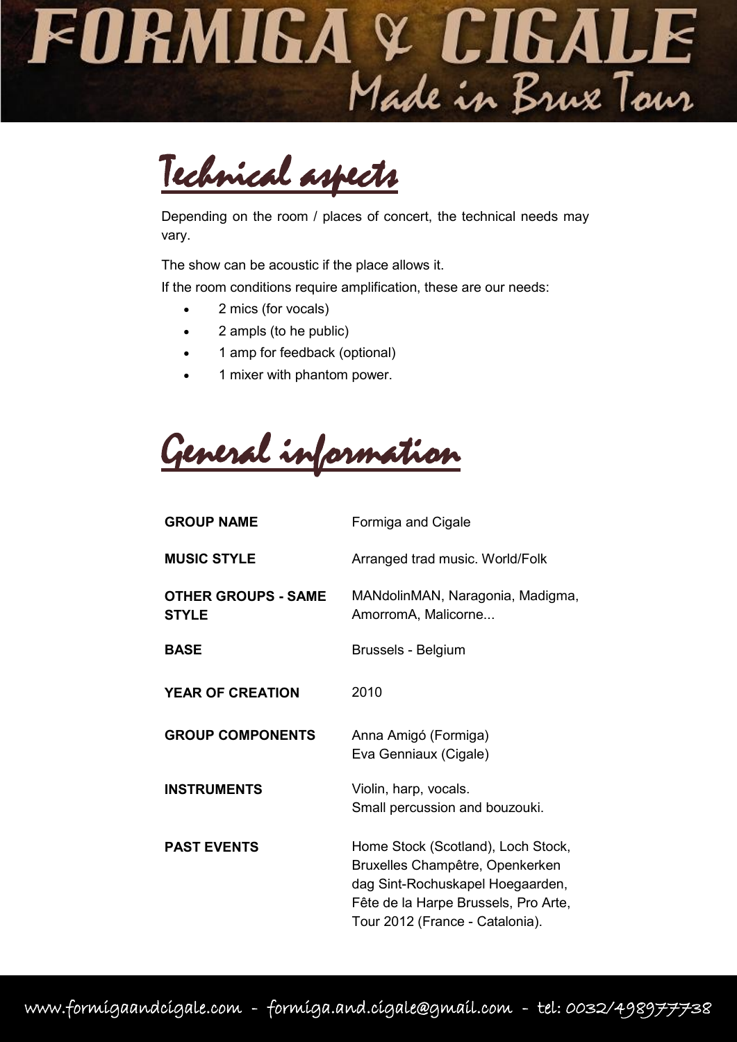# Technical aspects

Depending on the room / places of concert, the technical needs may vary.

The show can be acoustic if the place allows it.
If the room conditions require amplification, these are our needs:

- 2 mics (for vocals)
- 2 ampls (to he public)
- 1 amp for feedback (optional)
- 1 mixer with phantom power.

# General information

| | |
|---|---|
| **GROUP NAME** | Formiga and Cigale |
| **MUSIC STYLE** | Arranged trad music. World/Folk |
| **OTHER GROUPS - SAME STYLE** | MANdolinMAN, Naragonia, Madigma, AmorromA, Malicorne... |
| **BASE** | Brussels - Belgium |
| **YEAR OF CREATION** | 2010 |
| **GROUP COMPONENTS** | Anna Amigó (Formiga)<br>Eva Genniaux (Cigale) |
| **INSTRUMENTS** | Violin, harp, vocals.<br>Small percussion and bouzouki. |
| **PAST EVENTS** | Home Stock (Scotland), Loch Stock, Bruxelles Champêtre, Openkerken dag Sint-Rochuskapel Hoegaarden, Fête de la Harpe Brussels, Pro Arte, Tour 2012 (France - Catalonia). |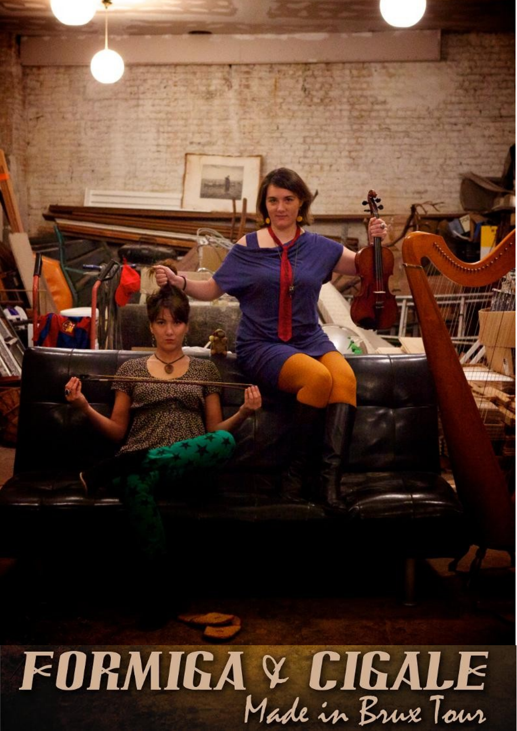# FORMIGA & CIGALE

Made in Brux Tour